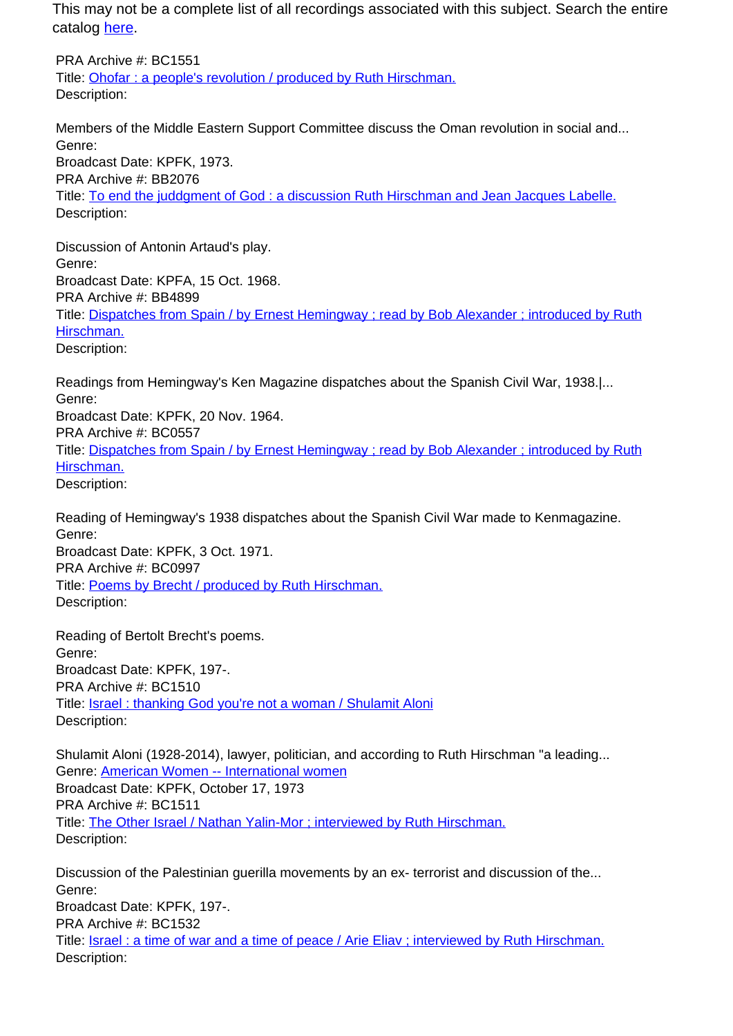This may not be a complete list of all recordings associated with this subject. Search the entire catalog [here](here).

PRA Archive #: BC1551
Title: [Ohofar : a people's revolution / produced by Ruth Hirschman.]()
Description:

Members of the Middle Eastern Support Committee discuss the Oman revolution in social and...
Genre:
Broadcast Date: KPFK, 1973.
PRA Archive #: BB2076
Title: [To end the juddgment of God : a discussion Ruth Hirschman and Jean Jacques Labelle.]()
Description:

Discussion of Antonin Artaud's play.
Genre:
Broadcast Date: KPFA, 15 Oct. 1968.
PRA Archive #: BB4899
Title: [Dispatches from Spain / by Ernest Hemingway ; read by Bob Alexander ; introduced by Ruth Hirschman.]()
Description:

Readings from Hemingway's Ken Magazine dispatches about the Spanish Civil War, 1938.|...
Genre:
Broadcast Date: KPFK, 20 Nov. 1964.
PRA Archive #: BC0557
Title: [Dispatches from Spain / by Ernest Hemingway ; read by Bob Alexander ; introduced by Ruth Hirschman.]()
Description:

Reading of Hemingway's 1938 dispatches about the Spanish Civil War made to Kenmagazine.
Genre:
Broadcast Date: KPFK, 3 Oct. 1971.
PRA Archive #: BC0997
Title: [Poems by Brecht / produced by Ruth Hirschman.]()
Description:

Reading of Bertolt Brecht's poems.
Genre:
Broadcast Date: KPFK, 197-.
PRA Archive #: BC1510
Title: [Israel : thanking God you're not a woman / Shulamit Aloni]()
Description:

Shulamit Aloni (1928-2014), lawyer, politician, and according to Ruth Hirschman "a leading...
Genre: [American Women -- International women]()
Broadcast Date: KPFK, October 17, 1973
PRA Archive #: BC1511
Title: [The Other Israel / Nathan Yalin-Mor ; interviewed by Ruth Hirschman.]()
Description:

Discussion of the Palestinian guerilla movements by an ex- terrorist and discussion of the...
Genre:
Broadcast Date: KPFK, 197-.
PRA Archive #: BC1532
Title: [Israel : a time of war and a time of peace / Arie Eliav ; interviewed by Ruth Hirschman.]()
Description: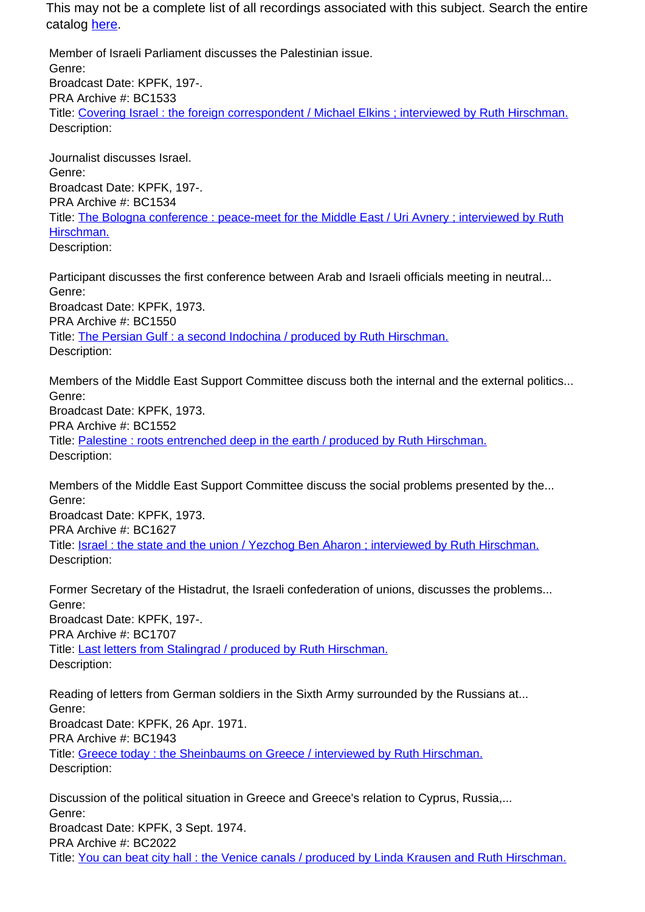This may not be a complete list of all recordings associated with this subject. Search the entire catalog [here](here).

Member of Israeli Parliament discusses the Palestinian issue.
Genre:
Broadcast Date: KPFK, 197-.
PRA Archive #: BC1533
Title: [Covering Israel : the foreign correspondent / Michael Elkins ; interviewed by Ruth Hirschman.]()
Description:

Journalist discusses Israel.
Genre:
Broadcast Date: KPFK, 197-.
PRA Archive #: BC1534
Title: [The Bologna conference : peace-meet for the Middle East / Uri Avnery ; interviewed by Ruth Hirschman.]()
Description:

Participant discusses the first conference between Arab and Israeli officials meeting in neutral...
Genre:
Broadcast Date: KPFK, 1973.
PRA Archive #: BC1550
Title: [The Persian Gulf : a second Indochina / produced by Ruth Hirschman.]()
Description:

Members of the Middle East Support Committee discuss both the internal and the external politics...
Genre:
Broadcast Date: KPFK, 1973.
PRA Archive #: BC1552
Title: [Palestine : roots entrenched deep in the earth / produced by Ruth Hirschman.]()
Description:

Members of the Middle East Support Committee discuss the social problems presented by the...
Genre:
Broadcast Date: KPFK, 1973.
PRA Archive #: BC1627
Title: [Israel : the state and the union / Yezchog Ben Aharon ; interviewed by Ruth Hirschman.]()
Description:

Former Secretary of the Histadrut, the Israeli confederation of unions, discusses the problems...
Genre:
Broadcast Date: KPFK, 197-.
PRA Archive #: BC1707
Title: [Last letters from Stalingrad / produced by Ruth Hirschman.]()
Description:

Reading of letters from German soldiers in the Sixth Army surrounded by the Russians at...
Genre:
Broadcast Date: KPFK, 26 Apr. 1971.
PRA Archive #: BC1943
Title: [Greece today : the Sheinbaums on Greece / interviewed by Ruth Hirschman.]()
Description:

Discussion of the political situation in Greece and Greece's relation to Cyprus, Russia,...
Genre:
Broadcast Date: KPFK, 3 Sept. 1974.
PRA Archive #: BC2022
Title: [You can beat city hall : the Venice canals / produced by Linda Krausen and Ruth Hirschman.]()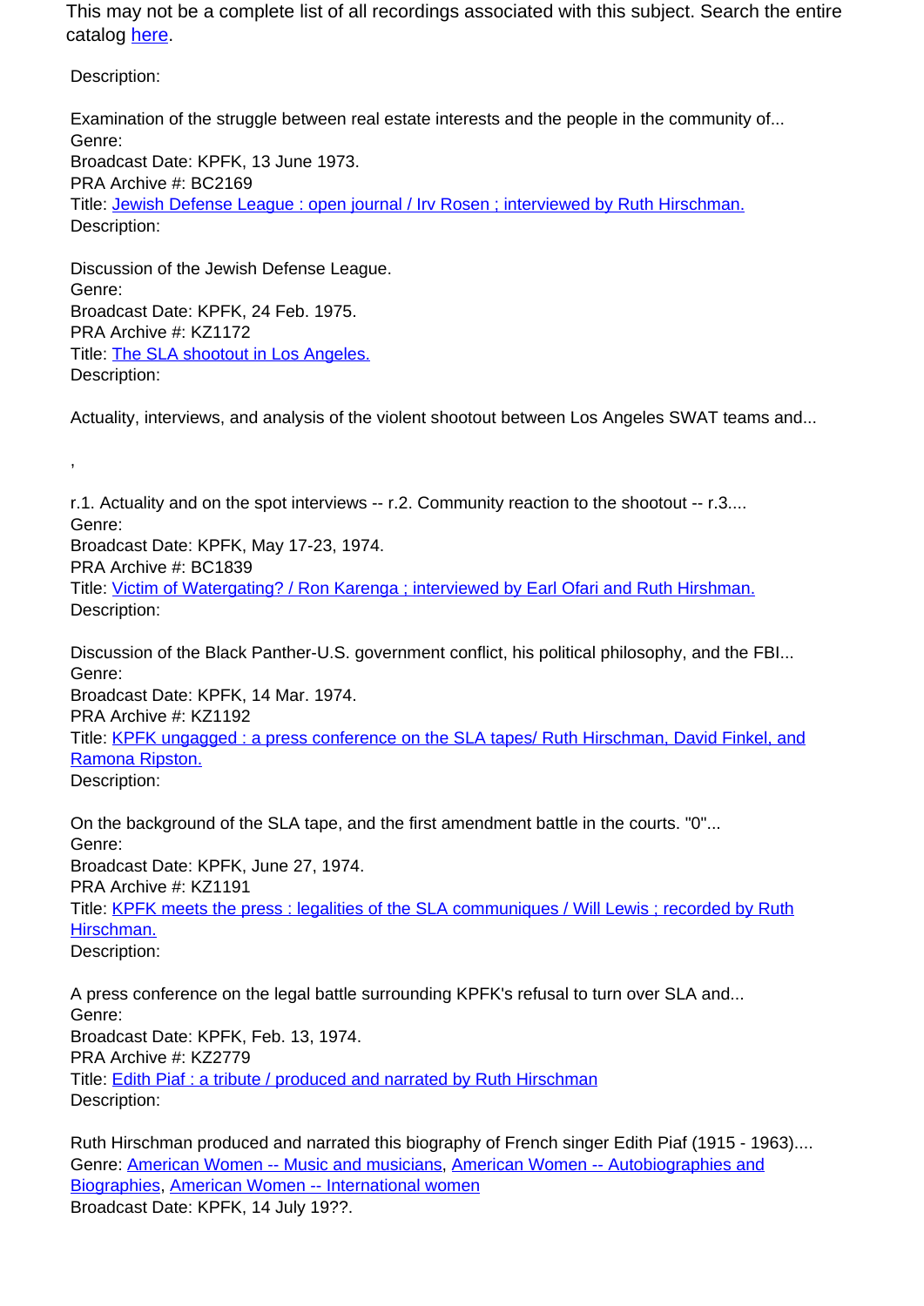This may not be a complete list of all recordings associated with this subject. Search the entire catalog [here](#).

Description:

Examination of the struggle between real estate interests and the people in the community of...
Genre:
Broadcast Date: KPFK, 13 June 1973.
PRA Archive #: BC2169
Title: [Jewish Defense League : open journal / Irv Rosen ; interviewed by Ruth Hirschman.](#)
Description:

Discussion of the Jewish Defense League.
Genre:
Broadcast Date: KPFK, 24 Feb. 1975.
PRA Archive #: KZ1172
Title: [The SLA shootout in Los Angeles.](#)
Description:

Actuality, interviews, and analysis of the violent shootout between Los Angeles SWAT teams and...

,

r.1. Actuality and on the spot interviews -- r.2. Community reaction to the shootout -- r.3....
Genre:
Broadcast Date: KPFK, May 17-23, 1974.
PRA Archive #: BC1839
Title: [Victim of Watergating? / Ron Karenga ; interviewed by Earl Ofari and Ruth Hirshman.](#)
Description:

Discussion of the Black Panther-U.S. government conflict, his political philosophy, and the FBI...
Genre:
Broadcast Date: KPFK, 14 Mar. 1974.
PRA Archive #: KZ1192
Title: [KPFK ungagged : a press conference on the SLA tapes/ Ruth Hirschman, David Finkel, and Ramona Ripston.](#)
Description:

On the background of the SLA tape, and the first amendment battle in the courts. "0"...
Genre:
Broadcast Date: KPFK, June 27, 1974.
PRA Archive #: KZ1191
Title: [KPFK meets the press : legalities of the SLA communiques / Will Lewis ; recorded by Ruth Hirschman.](#)
Description:

A press conference on the legal battle surrounding KPFK's refusal to turn over SLA and...
Genre:
Broadcast Date: KPFK, Feb. 13, 1974.
PRA Archive #: KZ2779
Title: [Edith Piaf : a tribute / produced and narrated by Ruth Hirschman](#)
Description:

Ruth Hirschman produced and narrated this biography of French singer Edith Piaf (1915 - 1963)....
Genre: [American Women -- Music and musicians](#), [American Women -- Autobiographies and Biographies](#), [American Women -- International women](#)
Broadcast Date: KPFK, 14 July 19??.